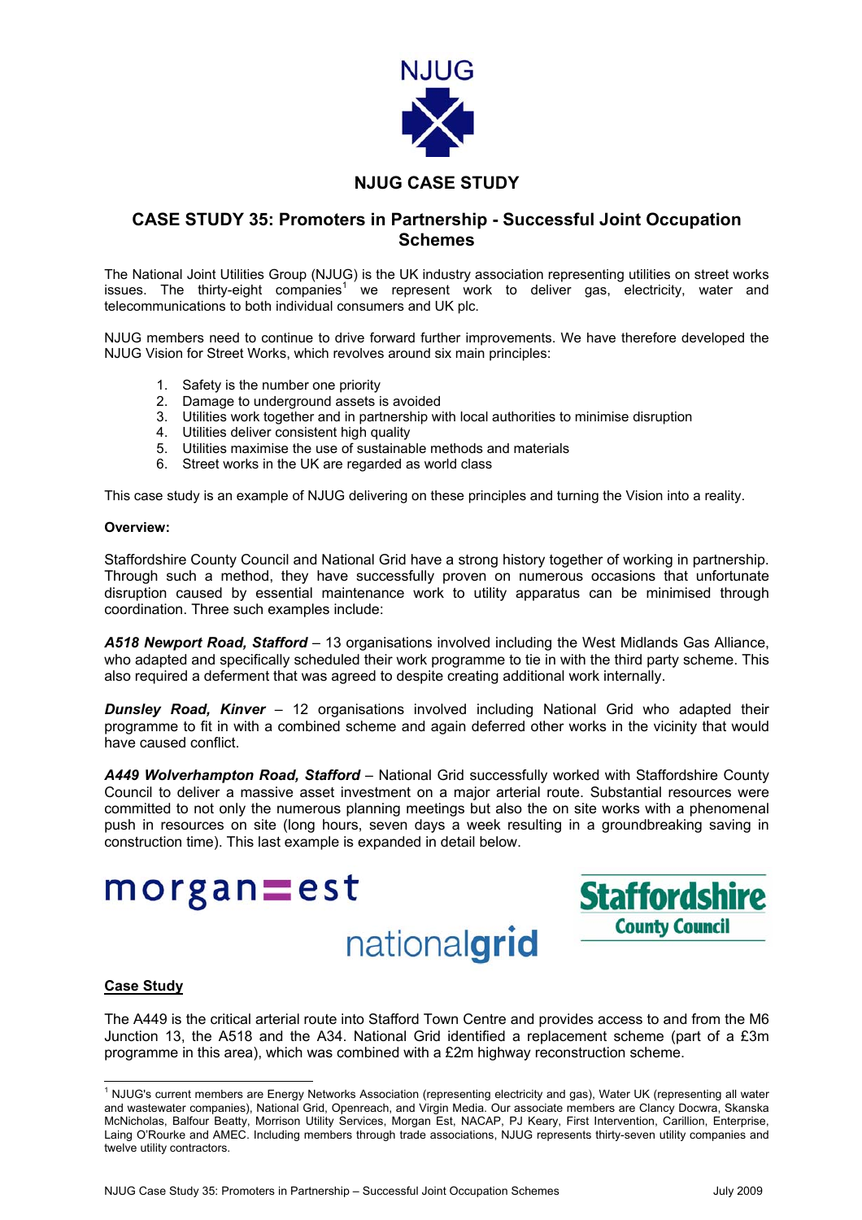# NJUG

## NJUG CASE STUDY

## CASE STUDY 35: Promoters in Partnership - Successful Joint Occupation Schemes

The National Joint Utilities Group (NJUG) is the UK industry association representing utilities on street works issues. The thirty-eight companies[1] we represent work to deliver gas, electricity, water and telecommunications to both individual consumers and UK plc.

NJUG members need to continue to drive forward further improvements. We have therefore developed the NJUG Vision for Street Works, which revolves around six main principles:

1. Safety is the number one priority
2. Damage to underground assets is avoided
3. Utilities work together and in partnership with local authorities to minimise disruption
4. Utilities deliver consistent high quality
5. Utilities maximise the use of sustainable methods and materials
6. Street works in the UK are regarded as world class

This case study is an example of NJUG delivering on these principles and turning the Vision into a reality.

**Overview:**

Staffordshire County Council and National Grid have a strong history together of working in partnership. Through such a method, they have successfully proven on numerous occasions that unfortunate disruption caused by essential maintenance work to utility apparatus can be minimised through coordination. Three such examples include:

***A518 Newport Road, Stafford*** – 13 organisations involved including the West Midlands Gas Alliance, who adapted and specifically scheduled their work programme to tie in with the third party scheme. This also required a deferment that was agreed to despite creating additional work internally.

***Dunsley Road, Kinver*** – 12 organisations involved including National Grid who adapted their programme to fit in with a combined scheme and again deferred other works in the vicinity that would have caused conflict.

***A449 Wolverhampton Road, Stafford*** – National Grid successfully worked with Staffordshire County Council to deliver a massive asset investment on a major arterial route. Substantial resources were committed to not only the numerous planning meetings but also the on site works with a phenomenal push in resources on site (long hours, seven days a week resulting in a groundbreaking saving in construction time). This last example is expanded in detail below.

morgan est

nationalgrid

Staffordshire County Council

**Case Study**

The A449 is the critical arterial route into Stafford Town Centre and provides access to and from the M6 Junction 13, the A518 and the A34. National Grid identified a replacement scheme (part of a £3m programme in this area), which was combined with a £2m highway reconstruction scheme.

---

[1] NJUG's current members are Energy Networks Association (representing electricity and gas), Water UK (representing all water and wastewater companies), National Grid, Openreach, and Virgin Media. Our associate members are Clancy Docwra, Skanska McNicholas, Balfour Beatty, Morrison Utility Services, Morgan Est, NACAP, PJ Keary, First Intervention, Carillion, Enterprise, Laing O'Rourke and AMEC. Including members through trade associations, NJUG represents thirty-seven utility companies and twelve utility contractors.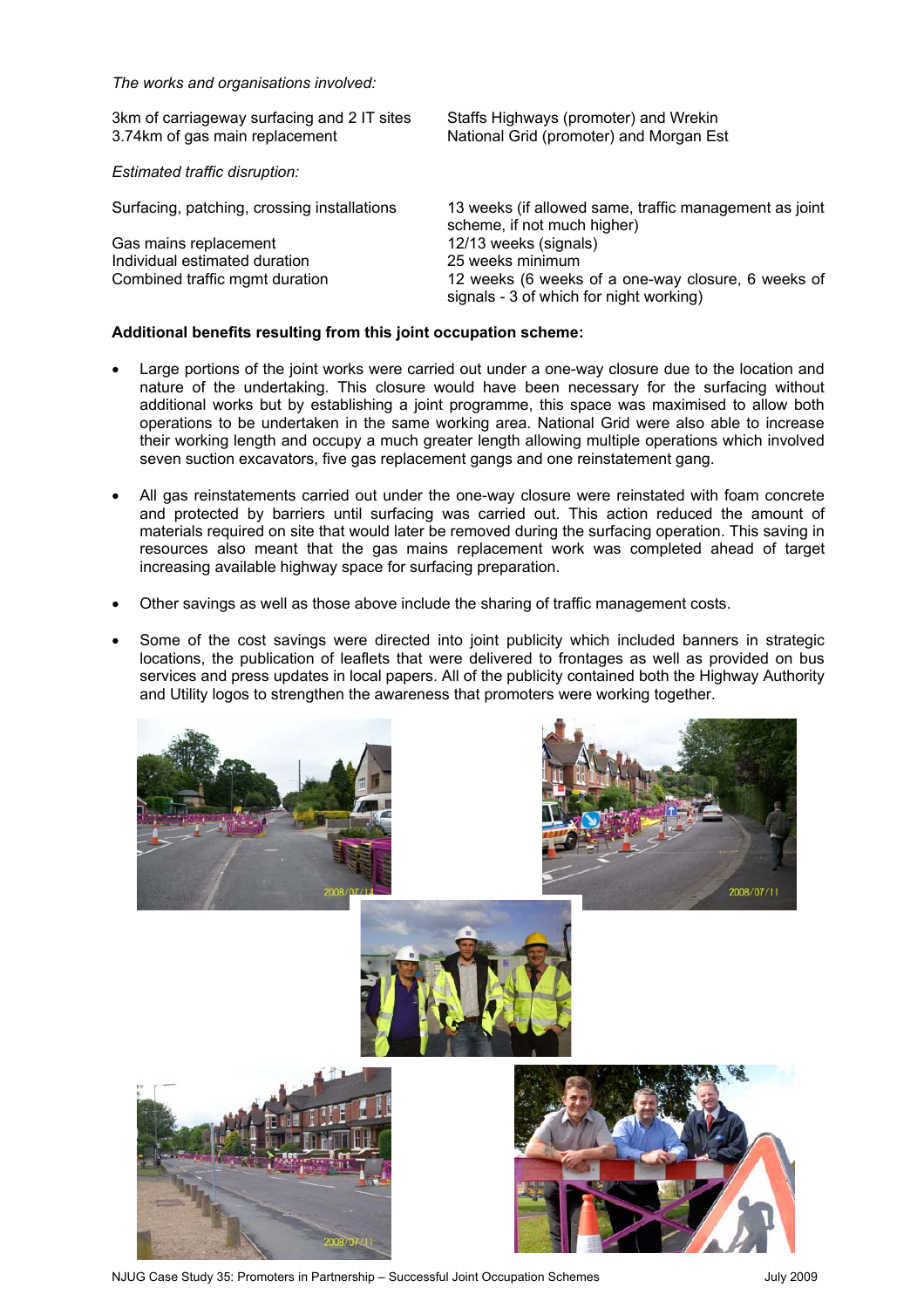*The works and organisations involved:*

| | |
|---|---|
| 3km of carriageway surfacing and 2 IT sites | Staffs Highways (promoter) and Wrekin |
| 3.74km of gas main replacement | National Grid (promoter) and Morgan Est |

*Estimated traffic disruption:*

| | |
|---|---|
| Surfacing, patching, crossing installations | 13 weeks (if allowed same, traffic management as joint scheme, if not much higher) |
| Gas mains replacement | 12/13 weeks (signals) |
| Individual estimated duration | 25 weeks minimum |
| Combined traffic mgmt duration | 12 weeks (6 weeks of a one-way closure, 6 weeks of signals - 3 of which for night working) |

**Additional benefits resulting from this joint occupation scheme:**

- Large portions of the joint works were carried out under a one-way closure due to the location and nature of the undertaking. This closure would have been necessary for the surfacing without additional works but by establishing a joint programme, this space was maximised to allow both operations to be undertaken in the same working area. National Grid were also able to increase their working length and occupy a much greater length allowing multiple operations which involved seven suction excavators, five gas replacement gangs and one reinstatement gang.

- All gas reinstatements carried out under the one-way closure were reinstated with foam concrete and protected by barriers until surfacing was carried out. This action reduced the amount of materials required on site that would later be removed during the surfacing operation. This saving in resources also meant that the gas mains replacement work was completed ahead of target increasing available highway space for surfacing preparation.

- Other savings as well as those above include the sharing of traffic management costs.

- Some of the cost savings were directed into joint publicity which included banners in strategic locations, the publication of leaflets that were delivered to frontages as well as provided on bus services and press updates in local papers. All of the publicity contained both the Highway Authority and Utility logos to strengthen the awareness that promoters were working together.